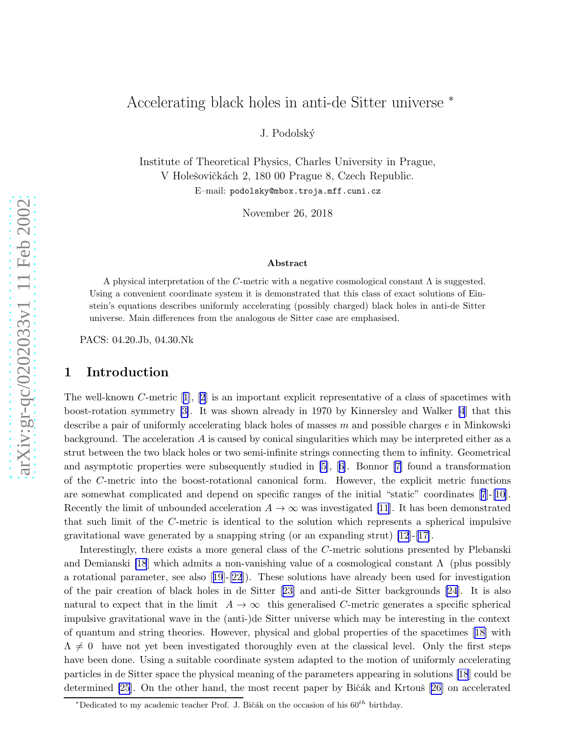# Accelerating black holes in anti-de Sitter universe *

J. Podolský

Institute of Theoretical Physics, Charles University in Prague,
V Holešovičkách 2, 180 00 Prague 8, Czech Republic.
E–mail: podolsky@mbox.troja.mff.cuni.cz

November 26, 2018

### Abstract

A physical interpretation of the $C$-metric with a negative cosmological constant $\Lambda$ is suggested. Using a convenient coordinate system it is demonstrated that this class of exact solutions of Einstein's equations describes uniformly accelerating (possibly charged) black holes in anti-de Sitter universe. Main differences from the analogous de Sitter case are emphasised.

PACS: 04.20.Jb, 04.30.Nk

## 1 Introduction

The well-known $C$-metric [1], [2] is an important explicit representative of a class of spacetimes with boost-rotation symmetry [3]. It was shown already in 1970 by Kinnersley and Walker [4] that this describe a pair of uniformly accelerating black holes of masses $m$ and possible charges $e$ in Minkowski background. The acceleration $A$ is caused by conical singularities which may be interpreted either as a strut between the two black holes or two semi-infinite strings connecting them to infinity. Geometrical and asymptotic properties were subsequently studied in [5], [6]. Bonnor [7] found a transformation of the $C$-metric into the boost-rotational canonical form. However, the explicit metric functions are somewhat complicated and depend on specific ranges of the initial "static" coordinates [7]-[10]. Recently the limit of unbounded acceleration $A \to \infty$ was investigated [11]. It has been demonstrated that such limit of the $C$-metric is identical to the solution which represents a spherical impulsive gravitational wave generated by a snapping string (or an expanding strut) [12]-[17].

Interestingly, there exists a more general class of the $C$-metric solutions presented by Plebanski and Demianski [18] which admits a non-vanishing value of a cosmological constant $\Lambda$ (plus possibly a rotational parameter, see also [19]-[22]). These solutions have already been used for investigation of the pair creation of black holes in de Sitter [23] and anti-de Sitter backgrounds [24]. It is also natural to expect that in the limit $A \to \infty$ this generalised $C$-metric generates a specific spherical impulsive gravitational wave in the (anti-)de Sitter universe which may be interesting in the context of quantum and string theories. However, physical and global properties of the spacetimes [18] with $\Lambda \neq 0$ have not yet been investigated thoroughly even at the classical level. Only the first steps have been done. Using a suitable coordinate system adapted to the motion of uniformly accelerating particles in de Sitter space the physical meaning of the parameters appearing in solutions [18] could be determined [25]. On the other hand, the most recent paper by Bičák and Krtouš [26] on accelerated

*Dedicated to my academic teacher Prof. J. Bičák on the occasion of his $60^{th}$ birthday.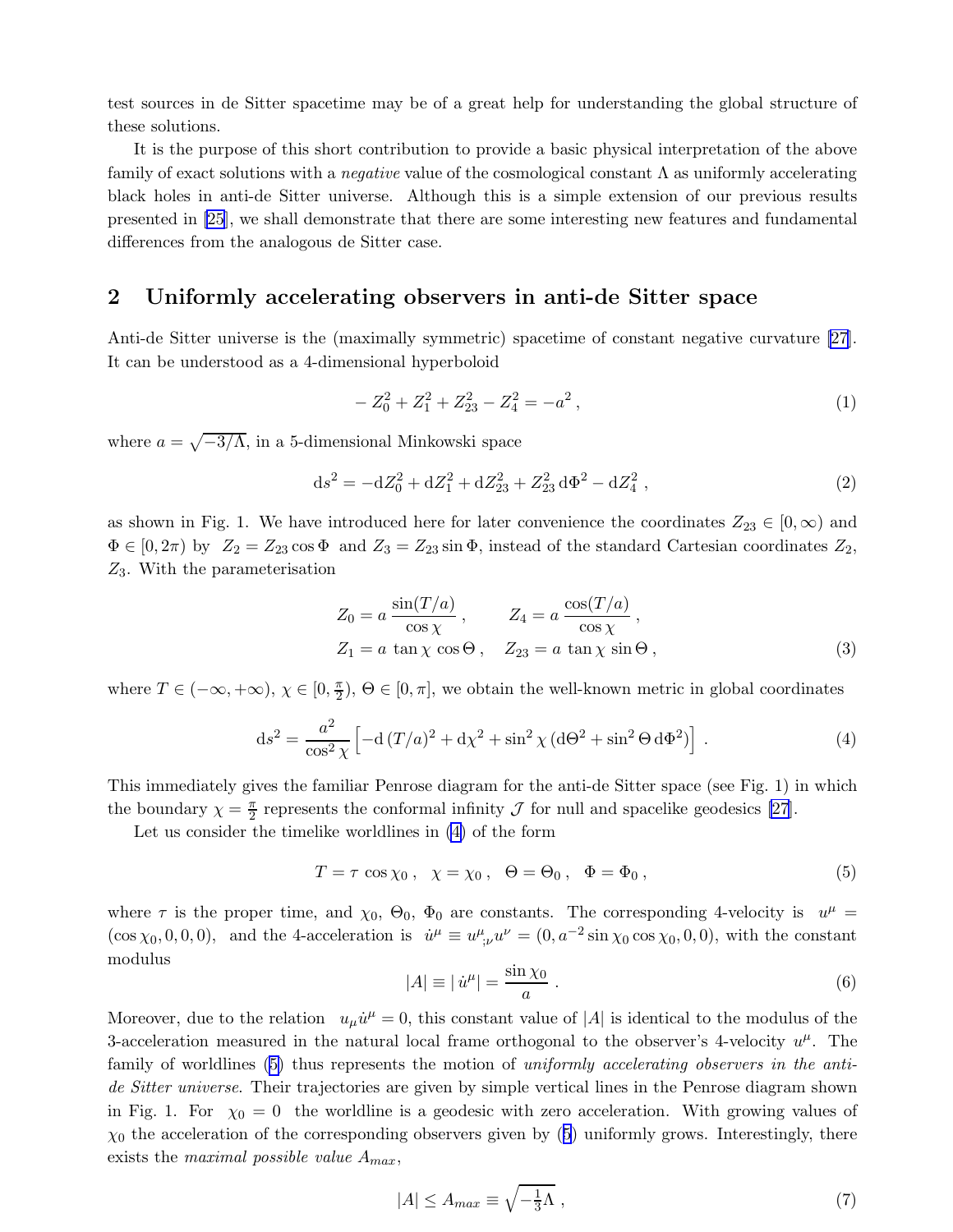test sources in de Sitter spacetime may be of a great help for understanding the global structure of these solutions.

It is the purpose of this short contribution to provide a basic physical interpretation of the above family of exact solutions with a *negative* value of the cosmological constant $\Lambda$ as uniformly accelerating black holes in anti-de Sitter universe. Although this is a simple extension of our previous results presented in [25], we shall demonstrate that there are some interesting new features and fundamental differences from the analogous de Sitter case.

## 2 Uniformly accelerating observers in anti-de Sitter space

Anti-de Sitter universe is the (maximally symmetric) spacetime of constant negative curvature [27]. It can be understood as a 4-dimensional hyperboloid

$$-Z_0^2 + Z_1^2 + Z_{23}^2 - Z_4^2 = -a^2 \,, \tag{1}$$

where $a = \sqrt{-3/\Lambda}$, in a 5-dimensional Minkowski space

$$\mathrm{d}s^2 = -\mathrm{d}Z_0^2 + \mathrm{d}Z_1^2 + \mathrm{d}Z_{23}^2 + Z_{23}^2\,\mathrm{d}\Phi^2 - \mathrm{d}Z_4^2 \,, \tag{2}$$

as shown in Fig. 1. We have introduced here for later convenience the coordinates $Z_{23} \in [0, \infty)$ and $\Phi \in [0, 2\pi)$ by $Z_2 = Z_{23}\cos\Phi$ and $Z_3 = Z_{23}\sin\Phi$, instead of the standard Cartesian coordinates $Z_2$, $Z_3$. With the parameterisation

$$\begin{aligned} Z_0 &= a\,\frac{\sin(T/a)}{\cos\chi}\,, \qquad Z_4 = a\,\frac{\cos(T/a)}{\cos\chi}\,, \\ Z_1 &= a\,\tan\chi\cos\Theta\,, \quad Z_{23} = a\,\tan\chi\sin\Theta\,, \end{aligned} \tag{3}$$

where $T \in (-\infty, +\infty)$, $\chi \in [0, \frac{\pi}{2})$, $\Theta \in [0, \pi]$, we obtain the well-known metric in global coordinates

$$\mathrm{d}s^2 = \frac{a^2}{\cos^2\chi}\left[-\mathrm{d}\,(T/a)^2 + \mathrm{d}\chi^2 + \sin^2\chi\,(\mathrm{d}\Theta^2 + \sin^2\Theta\,\mathrm{d}\Phi^2)\right] . \tag{4}$$

This immediately gives the familiar Penrose diagram for the anti-de Sitter space (see Fig. 1) in which the boundary $\chi = \frac{\pi}{2}$ represents the conformal infinity $\mathcal{J}$ for null and spacelike geodesics [27].

Let us consider the timelike worldlines in (4) of the form

$$T = \tau\,\cos\chi_0\,, \quad \chi = \chi_0\,, \quad \Theta = \Theta_0\,, \quad \Phi = \Phi_0\,, \tag{5}$$

where $\tau$ is the proper time, and $\chi_0$, $\Theta_0$, $\Phi_0$ are constants. The corresponding 4-velocity is $u^\mu = (\cos\chi_0, 0, 0, 0)$, and the 4-acceleration is $\dot{u}^\mu \equiv u^\mu{}_{;\nu}u^\nu = (0, a^{-2}\sin\chi_0\cos\chi_0, 0, 0)$, with the constant modulus

$$|A| \equiv |\,\dot{u}^\mu| = \frac{\sin\chi_0}{a}\,. \tag{6}$$

Moreover, due to the relation $u_\mu\dot{u}^\mu = 0$, this constant value of $|A|$ is identical to the modulus of the 3-acceleration measured in the natural local frame orthogonal to the observer's 4-velocity $u^\mu$. The family of worldlines (5) thus represents the motion of *uniformly accelerating observers in the anti-de Sitter universe*. Their trajectories are given by simple vertical lines in the Penrose diagram shown in Fig. 1. For $\chi_0 = 0$ the worldline is a geodesic with zero acceleration. With growing values of $\chi_0$ the acceleration of the corresponding observers given by (5) uniformly grows. Interestingly, there exists the *maximal possible value* $A_{max}$,

$$|A| \leq A_{max} \equiv \sqrt{-\tfrac{1}{3}\Lambda}\,, \tag{7}$$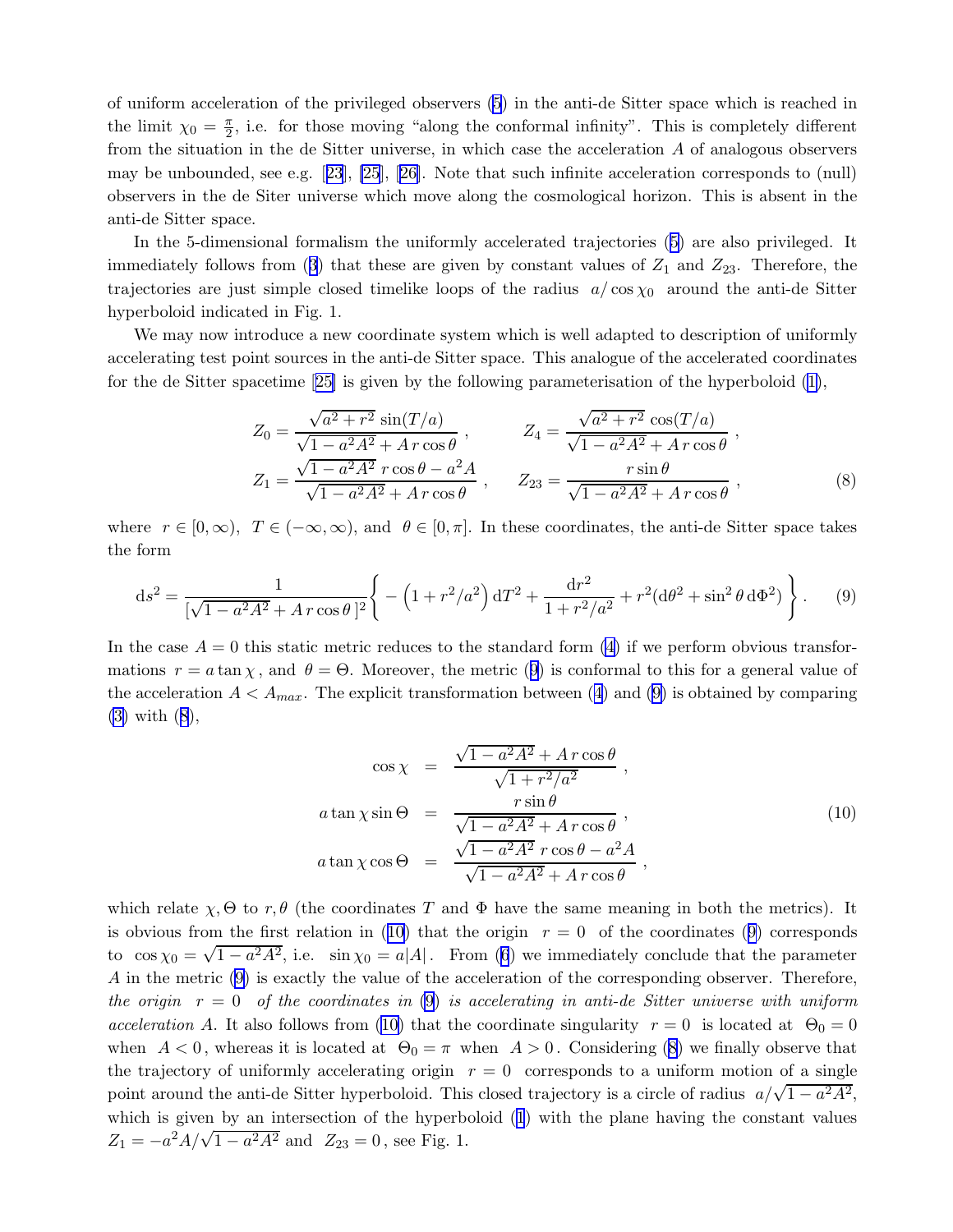of uniform acceleration of the privileged observers (5) in the anti-de Sitter space which is reached in the limit $\chi_0 = \frac{\pi}{2}$, i.e. for those moving "along the conformal infinity". This is completely different from the situation in the de Sitter universe, in which case the acceleration $A$ of analogous observers may be unbounded, see e.g. [23], [25], [26]. Note that such infinite acceleration corresponds to (null) observers in the de Siter universe which move along the cosmological horizon. This is absent in the anti-de Sitter space.

In the 5-dimensional formalism the uniformly accelerated trajectories (5) are also privileged. It immediately follows from (3) that these are given by constant values of $Z_1$ and $Z_{23}$. Therefore, the trajectories are just simple closed timelike loops of the radius $a/\cos\chi_0$ around the anti-de Sitter hyperboloid indicated in Fig. 1.

We may now introduce a new coordinate system which is well adapted to description of uniformly accelerating test point sources in the anti-de Sitter space. This analogue of the accelerated coordinates for the de Sitter spacetime [25] is given by the following parameterisation of the hyperboloid (1),

$$
\begin{aligned}
Z_0 &= \frac{\sqrt{a^2+r^2}\,\sin(T/a)}{\sqrt{1-a^2A^2}+A\,r\cos\theta}\,, \qquad & Z_4 &= \frac{\sqrt{a^2+r^2}\,\cos(T/a)}{\sqrt{1-a^2A^2}+A\,r\cos\theta}\,,\\
Z_1 &= \frac{\sqrt{1-a^2A^2}\;r\cos\theta - a^2A}{\sqrt{1-a^2A^2}+A\,r\cos\theta}\,, \qquad & Z_{23} &= \frac{r\sin\theta}{\sqrt{1-a^2A^2}+A\,r\cos\theta}\,,
\end{aligned} \tag{8}
$$

where $r\in[0,\infty)$, $T\in(-\infty,\infty)$, and $\theta\in[0,\pi]$. In these coordinates, the anti-de Sitter space takes the form

$$
\mathrm{d}s^2 = \frac{1}{[\sqrt{1-a^2A^2}+A\,r\cos\theta\,]^2}\left\{ -\left(1+r^2/a^2\right)\mathrm{d}T^2 + \frac{\mathrm{d}r^2}{1+r^2/a^2} + r^2(\mathrm{d}\theta^2+\sin^2\theta\,\mathrm{d}\Phi^2)\right\}. \tag{9}
$$

In the case $A=0$ this static metric reduces to the standard form (4) if we perform obvious transformations $r = a\tan\chi$, and $\theta=\Theta$. Moreover, the metric (9) is conformal to this for a general value of the acceleration $A<A_{max}$. The explicit transformation between (4) and (9) is obtained by comparing (3) with (8),

$$
\begin{aligned}
\cos\chi &= \frac{\sqrt{1-a^2A^2}+A\,r\cos\theta}{\sqrt{1+r^2/a^2}}\,,\\
a\tan\chi\sin\Theta &= \frac{r\sin\theta}{\sqrt{1-a^2A^2}+A\,r\cos\theta}\,,\\
a\tan\chi\cos\Theta &= \frac{\sqrt{1-a^2A^2}\;r\cos\theta - a^2A}{\sqrt{1-a^2A^2}+A\,r\cos\theta}\,,
\end{aligned} \tag{10}
$$

which relate $\chi,\Theta$ to $r,\theta$ (the coordinates $T$ and $\Phi$ have the same meaning in both the metrics). It is obvious from the first relation in (10) that the origin $r=0$ of the coordinates (9) corresponds to $\cos\chi_0=\sqrt{1-a^2A^2}$, i.e. $\sin\chi_0 = a|A|$. From (6) we immediately conclude that the parameter $A$ in the metric (9) is exactly the value of the acceleration of the corresponding observer. Therefore, *the origin $r=0$ of the coordinates in (9) is accelerating in anti-de Sitter universe with uniform acceleration $A$.* It also follows from (10) that the coordinate singularity $r=0$ is located at $\Theta_0=0$ when $A<0$, whereas it is located at $\Theta_0=\pi$ when $A>0$. Considering (8) we finally observe that the trajectory of uniformly accelerating origin $r=0$ corresponds to a uniform motion of a single point around the anti-de Sitter hyperboloid. This closed trajectory is a circle of radius $a/\sqrt{1-a^2A^2}$, which is given by an intersection of the hyperboloid (1) with the plane having the constant values $Z_1 = -a^2A/\sqrt{1-a^2A^2}$ and $Z_{23}=0$, see Fig. 1.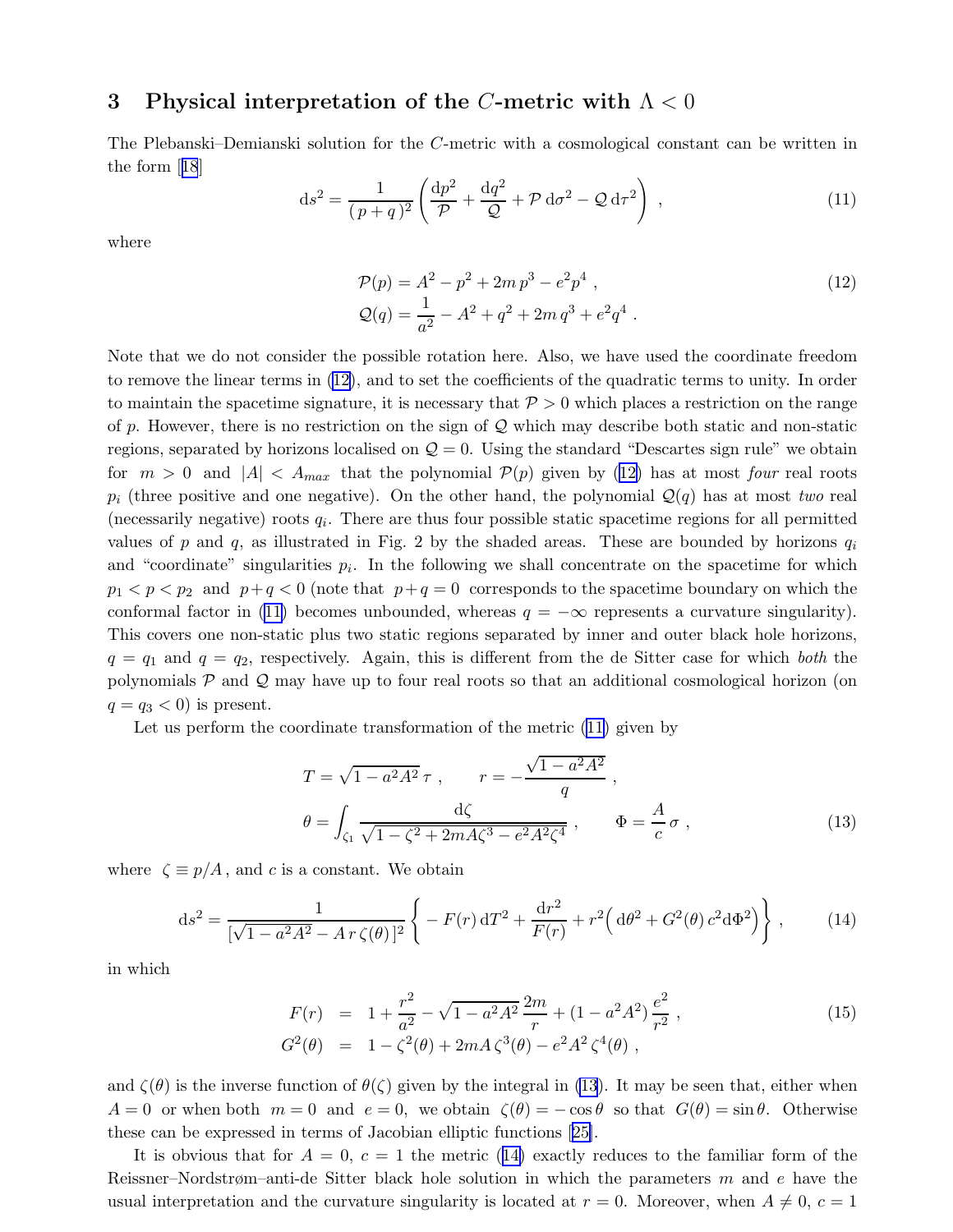## 3 Physical interpretation of the $C$-metric with $\Lambda < 0$

The Plebanski–Demianski solution for the $C$-metric with a cosmological constant can be written in the form [18]

$$
\mathrm{d}s^2 = \frac{1}{(p+q)^2}\left(\frac{\mathrm{d}p^2}{\mathcal{P}} + \frac{\mathrm{d}q^2}{\mathcal{Q}} + \mathcal{P}\,\mathrm{d}\sigma^2 - \mathcal{Q}\,\mathrm{d}\tau^2\right) , \tag{11}
$$

where

$$
\begin{aligned}
\mathcal{P}(p) &= A^2 - p^2 + 2m\,p^3 - e^2 p^4 , \\
\mathcal{Q}(q) &= \frac{1}{a^2} - A^2 + q^2 + 2m\,q^3 + e^2 q^4 .
\end{aligned} \tag{12}
$$

Note that we do not consider the possible rotation here. Also, we have used the coordinate freedom to remove the linear terms in (12), and to set the coefficients of the quadratic terms to unity. In order to maintain the spacetime signature, it is necessary that $\mathcal{P} > 0$ which places a restriction on the range of $p$. However, there is no restriction on the sign of $\mathcal{Q}$ which may describe both static and non-static regions, separated by horizons localised on $\mathcal{Q} = 0$. Using the standard "Descartes sign rule" we obtain for $m > 0$ and $|A| < A_{max}$ that the polynomial $\mathcal{P}(p)$ given by (12) has at most *four* real roots $p_i$ (three positive and one negative). On the other hand, the polynomial $\mathcal{Q}(q)$ has at most *two* real (necessarily negative) roots $q_i$. There are thus four possible static spacetime regions for all permitted values of $p$ and $q$, as illustrated in Fig. 2 by the shaded areas. These are bounded by horizons $q_i$ and "coordinate" singularities $p_i$. In the following we shall concentrate on the spacetime for which $p_1 < p < p_2$ and $p+q < 0$ (note that $p+q = 0$ corresponds to the spacetime boundary on which the conformal factor in (11) becomes unbounded, whereas $q = -\infty$ represents a curvature singularity). This covers one non-static plus two static regions separated by inner and outer black hole horizons, $q = q_1$ and $q = q_2$, respectively. Again, this is different from the de Sitter case for which *both* the polynomials $\mathcal{P}$ and $\mathcal{Q}$ may have up to four real roots so that an additional cosmological horizon (on $q = q_3 < 0$) is present.

Let us perform the coordinate transformation of the metric (11) given by

$$
\begin{aligned}
T &= \sqrt{1-a^2A^2}\,\tau , \qquad r = -\frac{\sqrt{1-a^2A^2}}{q} , \\
\theta &= \int_{\zeta_1} \frac{\mathrm{d}\zeta}{\sqrt{1-\zeta^2+2mA\zeta^3-e^2A^2\zeta^4}} , \qquad \Phi = \frac{A}{c}\,\sigma ,
\end{aligned} \tag{13}
$$

where $\zeta \equiv p/A$, and $c$ is a constant. We obtain

$$
\mathrm{d}s^2 = \frac{1}{[\sqrt{1-a^2A^2} - A\,r\,\zeta(\theta)]^2}\left\{ -F(r)\,\mathrm{d}T^2 + \frac{\mathrm{d}r^2}{F(r)} + r^2\Big(\mathrm{d}\theta^2 + G^2(\theta)\,c^2\mathrm{d}\Phi^2\Big)\right\} , \tag{14}
$$

in which

$$
\begin{aligned}
F(r) &= 1 + \frac{r^2}{a^2} - \sqrt{1-a^2A^2}\,\frac{2m}{r} + (1-a^2A^2)\,\frac{e^2}{r^2} , \\
G^2(\theta) &= 1 - \zeta^2(\theta) + 2mA\,\zeta^3(\theta) - e^2A^2\,\zeta^4(\theta) ,
\end{aligned} \tag{15}
$$

and $\zeta(\theta)$ is the inverse function of $\theta(\zeta)$ given by the integral in (13). It may be seen that, either when $A = 0$ or when both $m = 0$ and $e = 0$, we obtain $\zeta(\theta) = -\cos\theta$ so that $G(\theta) = \sin\theta$. Otherwise these can be expressed in terms of Jacobian elliptic functions [25].

It is obvious that for $A = 0$, $c = 1$ the metric (14) exactly reduces to the familiar form of the Reissner–Nordstrøm–anti-de Sitter black hole solution in which the parameters $m$ and $e$ have the usual interpretation and the curvature singularity is located at $r = 0$. Moreover, when $A \neq 0$, $c = 1$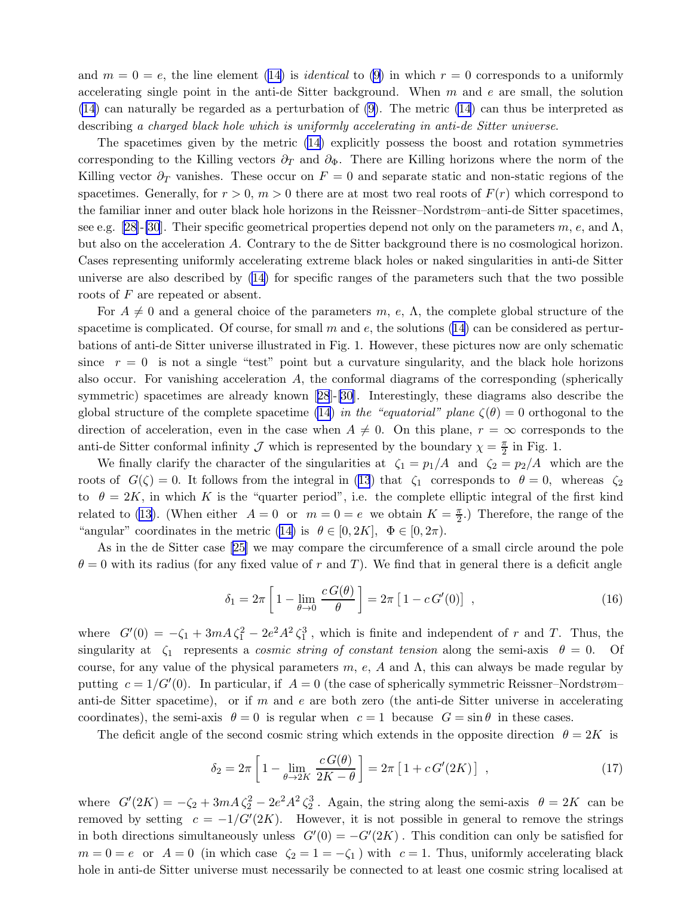and $m = 0 = e$, the line element (14) is *identical* to (9) in which $r = 0$ corresponds to a uniformly accelerating single point in the anti-de Sitter background. When $m$ and $e$ are small, the solution (14) can naturally be regarded as a perturbation of (9). The metric (14) can thus be interpreted as describing *a charged black hole which is uniformly accelerating in anti-de Sitter universe*.

The spacetimes given by the metric (14) explicitly possess the boost and rotation symmetries corresponding to the Killing vectors $\partial_T$ and $\partial_\Phi$. There are Killing horizons where the norm of the Killing vector $\partial_T$ vanishes. These occur on $F = 0$ and separate static and non-static regions of the spacetimes. Generally, for $r > 0$, $m > 0$ there are at most two real roots of $F(r)$ which correspond to the familiar inner and outer black hole horizons in the Reissner–Nordstrøm–anti-de Sitter spacetimes, see e.g. [28]-[30]. Their specific geometrical properties depend not only on the parameters $m$, $e$, and $\Lambda$, but also on the acceleration $A$. Contrary to the de Sitter background there is no cosmological horizon. Cases representing uniformly accelerating extreme black holes or naked singularities in anti-de Sitter universe are also described by (14) for specific ranges of the parameters such that the two possible roots of $F$ are repeated or absent.

For $A \neq 0$ and a general choice of the parameters $m$, $e$, $\Lambda$, the complete global structure of the spacetime is complicated. Of course, for small $m$ and $e$, the solutions (14) can be considered as perturbations of anti-de Sitter universe illustrated in Fig. 1. However, these pictures now are only schematic since $r = 0$ is not a single "test" point but a curvature singularity, and the black hole horizons also occur. For vanishing acceleration $A$, the conformal diagrams of the corresponding (spherically symmetric) spacetimes are already known [28]-[30]. Interestingly, these diagrams also describe the global structure of the complete spacetime (14) *in the "equatorial" plane* $\zeta(\theta) = 0$ orthogonal to the direction of acceleration, even in the case when $A \neq 0$. On this plane, $r = \infty$ corresponds to the anti-de Sitter conformal infinity $\mathcal{J}$ which is represented by the boundary $\chi = \frac{\pi}{2}$ in Fig. 1.

We finally clarify the character of the singularities at $\zeta_1 = p_1/A$ and $\zeta_2 = p_2/A$ which are the roots of $G(\zeta) = 0$. It follows from the integral in (13) that $\zeta_1$ corresponds to $\theta = 0$, whereas $\zeta_2$ to $\theta = 2K$, in which $K$ is the "quarter period", i.e. the complete elliptic integral of the first kind related to (13). (When either $A = 0$ or $m = 0 = e$ we obtain $K = \frac{\pi}{2}$.) Therefore, the range of the "angular" coordinates in the metric (14) is $\theta \in [0, 2K]$, $\Phi \in [0, 2\pi)$.

As in the de Sitter case [25] we may compare the circumference of a small circle around the pole $\theta = 0$ with its radius (for any fixed value of $r$ and $T$). We find that in general there is a deficit angle

$$\delta_1 = 2\pi \left[ 1 - \lim_{\theta \to 0} \frac{c\, G(\theta)}{\theta} \right] = 2\pi \left[ 1 - c\, G'(0) \right] \,, \tag{16}$$

where $G'(0) = -\zeta_1 + 3mA\, \zeta_1^2 - 2e^2 A^2\, \zeta_1^3$, which is finite and independent of $r$ and $T$. Thus, the singularity at $\zeta_1$ represents a *cosmic string of constant tension* along the semi-axis $\theta = 0$. Of course, for any value of the physical parameters $m$, $e$, $A$ and $\Lambda$, this can always be made regular by putting $c = 1/G'(0)$. In particular, if $A = 0$ (the case of spherically symmetric Reissner–Nordstrøm–anti-de Sitter spacetime), or if $m$ and $e$ are both zero (the anti-de Sitter universe in accelerating coordinates), the semi-axis $\theta = 0$ is regular when $c = 1$ because $G = \sin\theta$ in these cases.

The deficit angle of the second cosmic string which extends in the opposite direction $\theta = 2K$ is

$$\delta_2 = 2\pi \left[ 1 - \lim_{\theta \to 2K} \frac{c\, G(\theta)}{2K - \theta} \right] = 2\pi \left[ 1 + c\, G'(2K) \right] \,, \tag{17}$$

where $G'(2K) = -\zeta_2 + 3mA\, \zeta_2^2 - 2e^2 A^2\, \zeta_2^3$. Again, the string along the semi-axis $\theta = 2K$ can be removed by setting $c = -1/G'(2K)$. However, it is not possible in general to remove the strings in both directions simultaneously unless $G'(0) = -G'(2K)$. This condition can only be satisfied for $m = 0 = e$ or $A = 0$ (in which case $\zeta_2 = 1 = -\zeta_1$) with $c = 1$. Thus, uniformly accelerating black hole in anti-de Sitter universe must necessarily be connected to at least one cosmic string localised at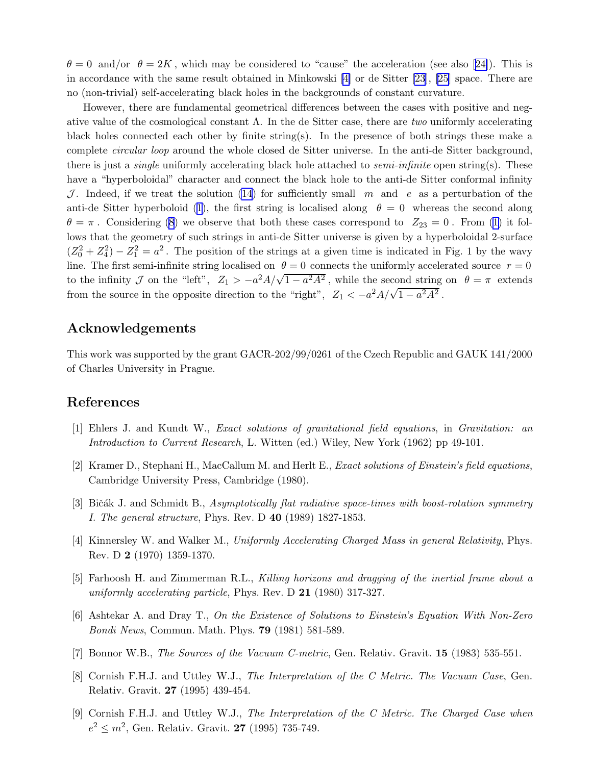$\theta = 0$ and/or $\theta = 2K$, which may be considered to "cause" the acceleration (see also [24]). This is in accordance with the same result obtained in Minkowski [4] or de Sitter [23], [25] space. There are no (non-trivial) self-accelerating black holes in the backgrounds of constant curvature.

However, there are fundamental geometrical differences between the cases with positive and negative value of the cosmological constant $\Lambda$. In the de Sitter case, there are *two* uniformly accelerating black holes connected each other by finite string(s). In the presence of both strings these make a complete *circular loop* around the whole closed de Sitter universe. In the anti-de Sitter background, there is just a *single* uniformly accelerating black hole attached to *semi-infinite* open string(s). These have a "hyperboloidal" character and connect the black hole to the anti-de Sitter conformal infinity $\mathcal{J}$. Indeed, if we treat the solution (14) for sufficiently small $m$ and $e$ as a perturbation of the anti-de Sitter hyperboloid (1), the first string is localised along $\theta = 0$ whereas the second along $\theta = \pi$. Considering (8) we observe that both these cases correspond to $Z_{23} = 0$. From (1) it follows that the geometry of such strings in anti-de Sitter universe is given by a hyperboloidal 2-surface $(Z_0^2 + Z_4^2) - Z_1^2 = a^2$. The position of the strings at a given time is indicated in Fig. 1 by the wavy line. The first semi-infinite string localised on $\theta = 0$ connects the uniformly accelerated source $r = 0$ to the infinity $\mathcal{J}$ on the "left", $Z_1 > -a^2 A/\sqrt{1 - a^2 A^2}$, while the second string on $\theta = \pi$ extends from the source in the opposite direction to the "right", $Z_1 < -a^2 A/\sqrt{1 - a^2 A^2}$.

## Acknowledgements

This work was supported by the grant GACR-202/99/0261 of the Czech Republic and GAUK 141/2000 of Charles University in Prague.

## References

[1] Ehlers J. and Kundt W., *Exact solutions of gravitational field equations*, in *Gravitation: an Introduction to Current Research*, L. Witten (ed.) Wiley, New York (1962) pp 49-101.

[2] Kramer D., Stephani H., MacCallum M. and Herlt E., *Exact solutions of Einstein's field equations*, Cambridge University Press, Cambridge (1980).

[3] Bičák J. and Schmidt B., *Asymptotically flat radiative space-times with boost-rotation symmetry I. The general structure*, Phys. Rev. D **40** (1989) 1827-1853.

[4] Kinnersley W. and Walker M., *Uniformly Accelerating Charged Mass in general Relativity*, Phys. Rev. D **2** (1970) 1359-1370.

[5] Farhoosh H. and Zimmerman R.L., *Killing horizons and dragging of the inertial frame about a uniformly accelerating particle*, Phys. Rev. D **21** (1980) 317-327.

[6] Ashtekar A. and Dray T., *On the Existence of Solutions to Einstein's Equation With Non-Zero Bondi News*, Commun. Math. Phys. **79** (1981) 581-589.

[7] Bonnor W.B., *The Sources of the Vacuum C-metric*, Gen. Relativ. Gravit. **15** (1983) 535-551.

[8] Cornish F.H.J. and Uttley W.J., *The Interpretation of the C Metric. The Vacuum Case*, Gen. Relativ. Gravit. **27** (1995) 439-454.

[9] Cornish F.H.J. and Uttley W.J., *The Interpretation of the C Metric. The Charged Case when $e^2 \leq m^2$*, Gen. Relativ. Gravit. **27** (1995) 735-749.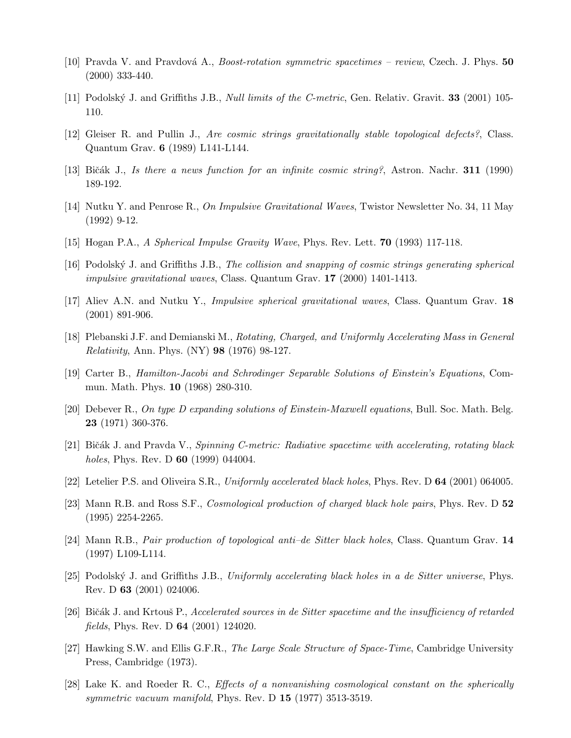[10] Pravda V. and Pravdová A., *Boost-rotation symmetric spacetimes – review*, Czech. J. Phys. **50** (2000) 333-440.

[11] Podolský J. and Griffiths J.B., *Null limits of the C-metric*, Gen. Relativ. Gravit. **33** (2001) 105-110.

[12] Gleiser R. and Pullin J., *Are cosmic strings gravitationally stable topological defects?*, Class. Quantum Grav. **6** (1989) L141-L144.

[13] Bičák J., *Is there a news function for an infinite cosmic string?*, Astron. Nachr. **311** (1990) 189-192.

[14] Nutku Y. and Penrose R., *On Impulsive Gravitational Waves*, Twistor Newsletter No. 34, 11 May (1992) 9-12.

[15] Hogan P.A., *A Spherical Impulse Gravity Wave*, Phys. Rev. Lett. **70** (1993) 117-118.

[16] Podolský J. and Griffiths J.B., *The collision and snapping of cosmic strings generating spherical impulsive gravitational waves*, Class. Quantum Grav. **17** (2000) 1401-1413.

[17] Aliev A.N. and Nutku Y., *Impulsive spherical gravitational waves*, Class. Quantum Grav. **18** (2001) 891-906.

[18] Plebanski J.F. and Demianski M., *Rotating, Charged, and Uniformly Accelerating Mass in General Relativity*, Ann. Phys. (NY) **98** (1976) 98-127.

[19] Carter B., *Hamilton-Jacobi and Schrodinger Separable Solutions of Einstein's Equations*, Commun. Math. Phys. **10** (1968) 280-310.

[20] Debever R., *On type D expanding solutions of Einstein-Maxwell equations*, Bull. Soc. Math. Belg. **23** (1971) 360-376.

[21] Bičák J. and Pravda V., *Spinning C-metric: Radiative spacetime with accelerating, rotating black holes*, Phys. Rev. D **60** (1999) 044004.

[22] Letelier P.S. and Oliveira S.R., *Uniformly accelerated black holes*, Phys. Rev. D **64** (2001) 064005.

[23] Mann R.B. and Ross S.F., *Cosmological production of charged black hole pairs*, Phys. Rev. D **52** (1995) 2254-2265.

[24] Mann R.B., *Pair production of topological anti–de Sitter black holes*, Class. Quantum Grav. **14** (1997) L109-L114.

[25] Podolský J. and Griffiths J.B., *Uniformly accelerating black holes in a de Sitter universe*, Phys. Rev. D **63** (2001) 024006.

[26] Bičák J. and Krtouš P., *Accelerated sources in de Sitter spacetime and the insufficiency of retarded fields*, Phys. Rev. D **64** (2001) 124020.

[27] Hawking S.W. and Ellis G.F.R., *The Large Scale Structure of Space-Time*, Cambridge University Press, Cambridge (1973).

[28] Lake K. and Roeder R. C., *Effects of a nonvanishing cosmological constant on the spherically symmetric vacuum manifold*, Phys. Rev. D **15** (1977) 3513-3519.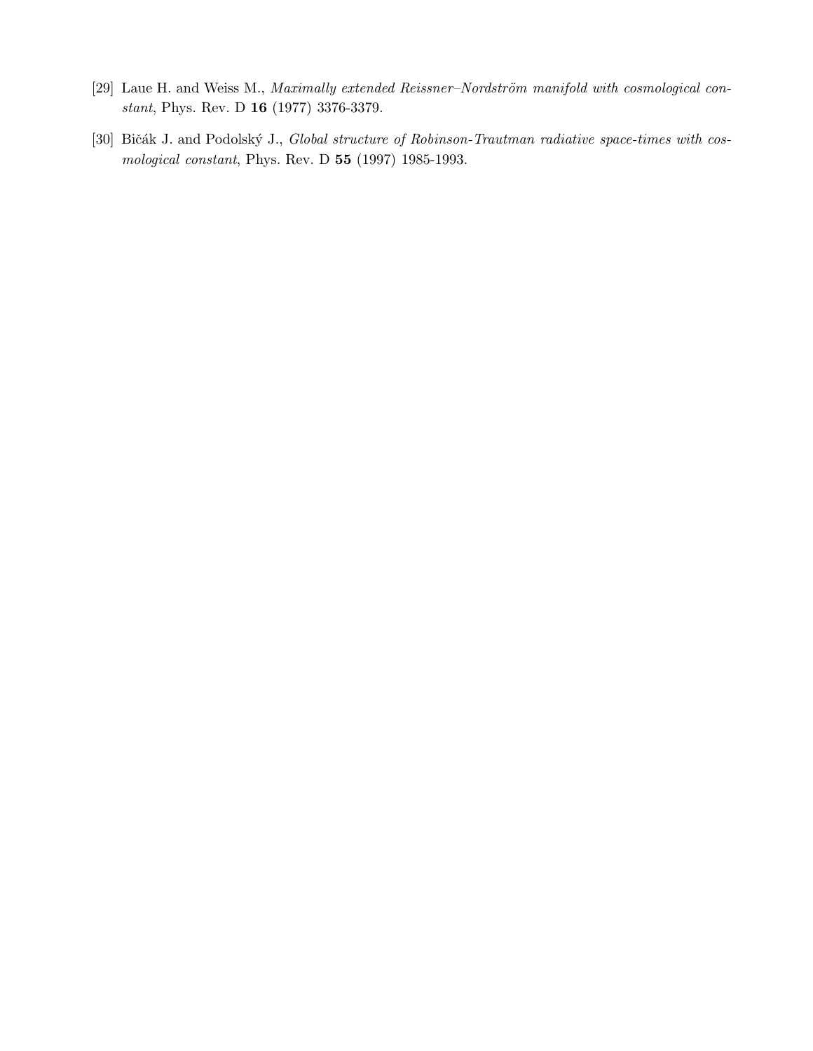[29] Laue H. and Weiss M., *Maximally extended Reissner–Nordström manifold with cosmological constant*, Phys. Rev. D **16** (1977) 3376-3379.

[30] Bičák J. and Podolský J., *Global structure of Robinson-Trautman radiative space-times with cosmological constant*, Phys. Rev. D **55** (1997) 1985-1993.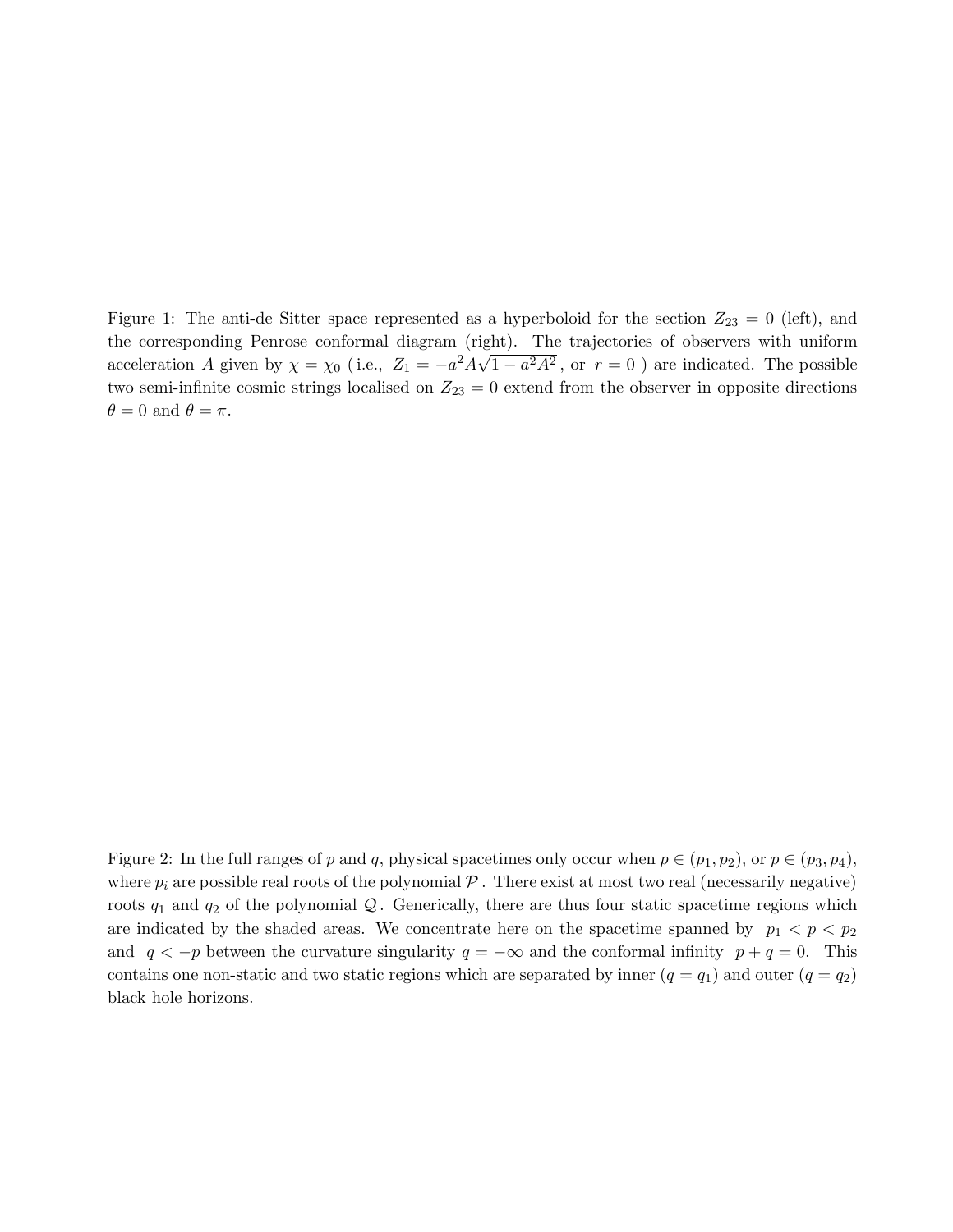Figure 1: The anti-de Sitter space represented as a hyperboloid for the section $Z_{23} = 0$ (left), and the corresponding Penrose conformal diagram (right). The trajectories of observers with uniform acceleration $A$ given by $\chi = \chi_0$ ( i.e., $Z_1 = -a^2 A\sqrt{1-a^2A^2}$ , or $r = 0$ ) are indicated. The possible two semi-infinite cosmic strings localised on $Z_{23} = 0$ extend from the observer in opposite directions $\theta = 0$ and $\theta = \pi$.

Figure 2: In the full ranges of $p$ and $q$, physical spacetimes only occur when $p \in (p_1, p_2)$, or $p \in (p_3, p_4)$, where $p_i$ are possible real roots of the polynomial $\mathcal{P}$ . There exist at most two real (necessarily negative) roots $q_1$ and $q_2$ of the polynomial $\mathcal{Q}$ . Generically, there are thus four static spacetime regions which are indicated by the shaded areas. We concentrate here on the spacetime spanned by $p_1 < p < p_2$ and $q < -p$ between the curvature singularity $q = -\infty$ and the conformal infinity $p + q = 0$. This contains one non-static and two static regions which are separated by inner ($q = q_1$) and outer ($q = q_2$) black hole horizons.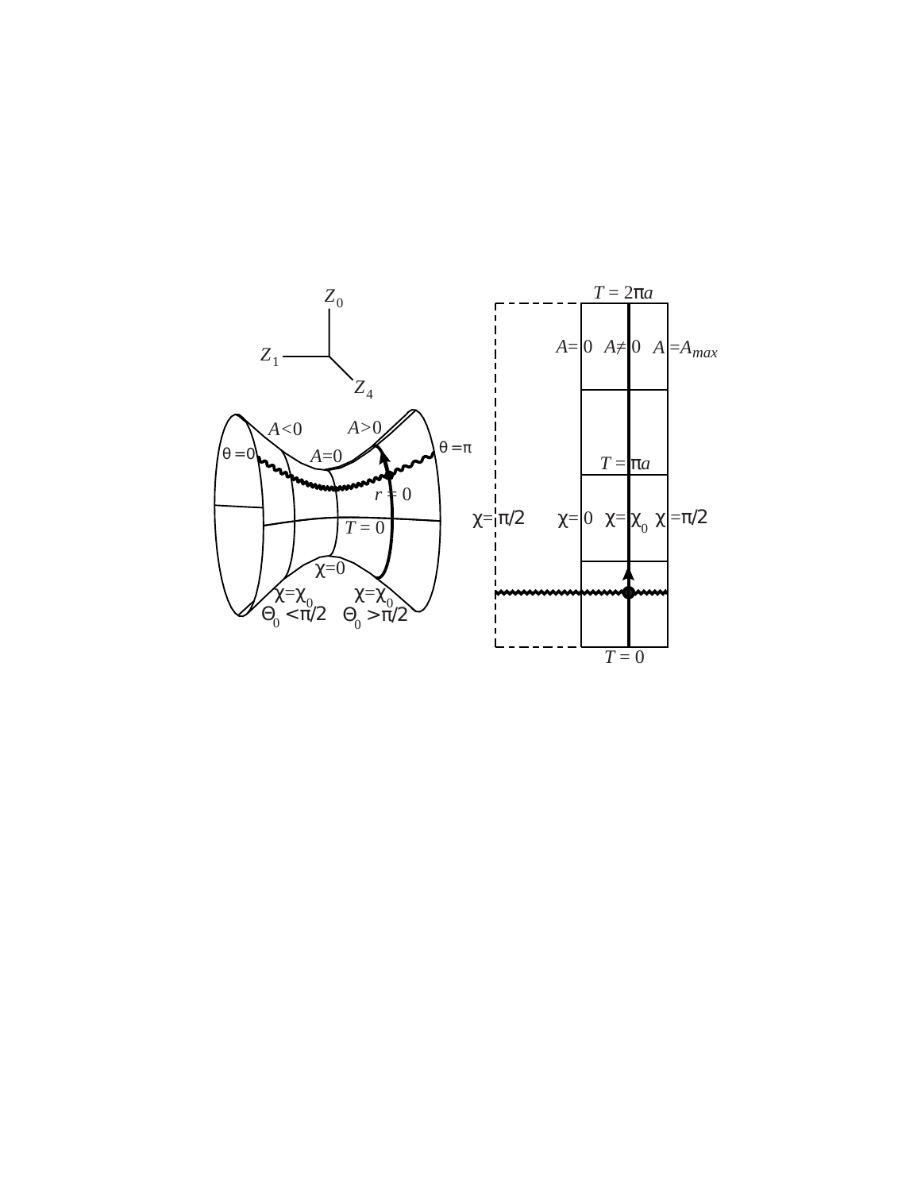$Z_0$

$Z_1$

$Z_4$

$A<0$ $A>0$

$\theta=0$ $A=0$ $\theta=\pi$

$r=0$

$T=0$

$\chi=0$

$\chi=\chi_0$ $\chi=\chi_0$

$\Theta_0<\pi/2$ $\Theta_0>\pi/2$

$T=2\pi a$

$A=0$ $A\neq 0$ $A=A_{max}$

$T=\pi a$

$\chi=\pi/2$ $\chi=0$ $\chi=\chi_0$ $\chi=\pi/2$

$T=0$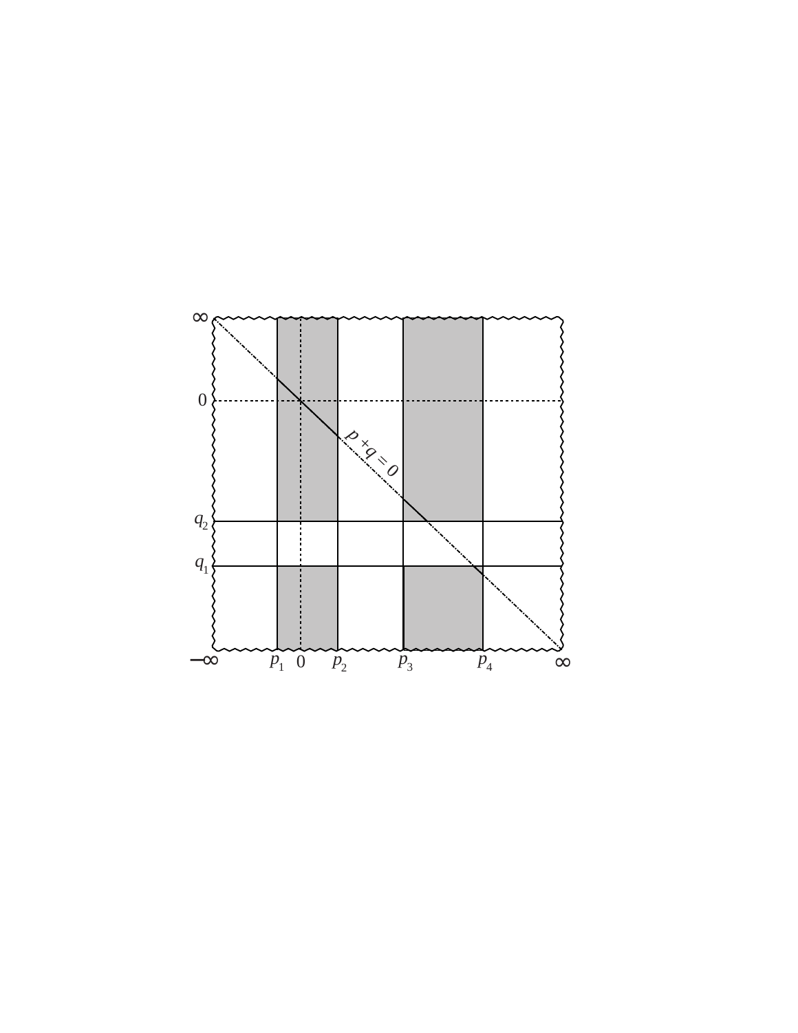$\infty$

0

$q_2$

$q_1$

$-\infty$

$p_1$ 0 $p_2$ $p_3$ $p_4$ $\infty$

$p + q = 0$